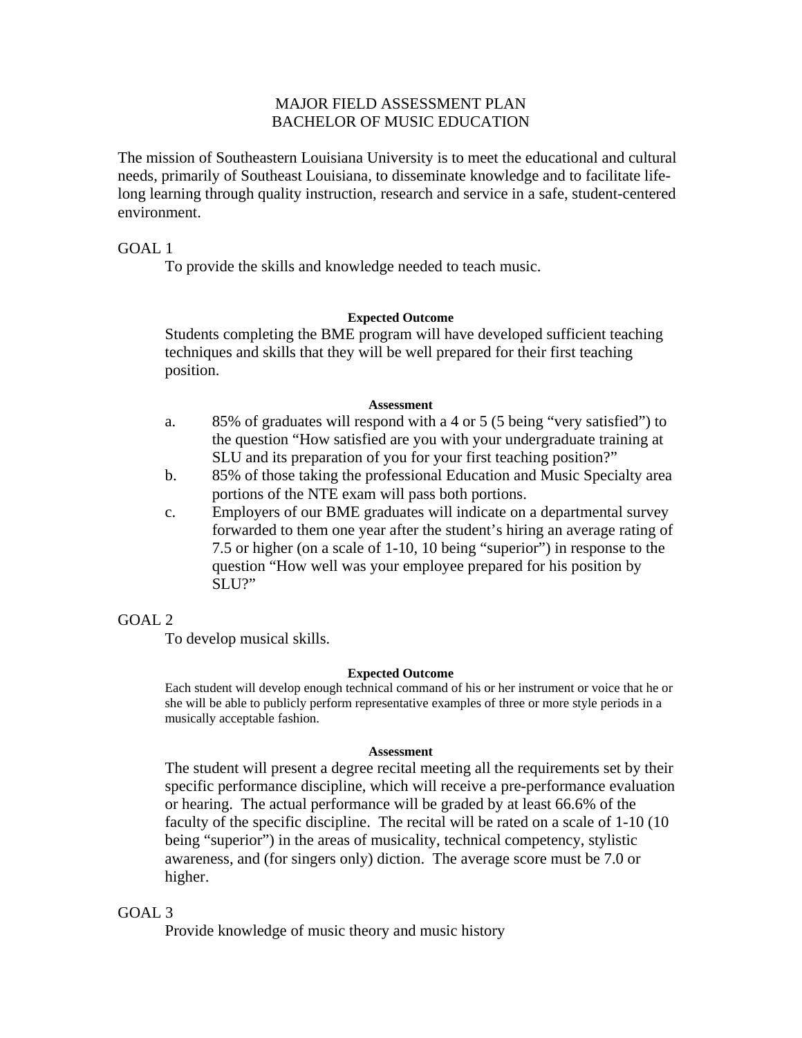# MAJOR FIELD ASSESSMENT PLAN
# BACHELOR OF MUSIC EDUCATION

The mission of Southeastern Louisiana University is to meet the educational and cultural needs, primarily of Southeast Louisiana, to disseminate knowledge and to facilitate life-long learning through quality instruction, research and service in a safe, student-centered environment.

## GOAL 1

To provide the skills and knowledge needed to teach music.

**Expected Outcome**

Students completing the BME program will have developed sufficient teaching techniques and skills that they will be well prepared for their first teaching position.

**Assessment**

a. 85% of graduates will respond with a 4 or 5 (5 being "very satisfied") to the question "How satisfied are you with your undergraduate training at SLU and its preparation of you for your first teaching position?"

b. 85% of those taking the professional Education and Music Specialty area portions of the NTE exam will pass both portions.

c. Employers of our BME graduates will indicate on a departmental survey forwarded to them one year after the student's hiring an average rating of 7.5 or higher (on a scale of 1-10, 10 being "superior") in response to the question "How well was your employee prepared for his position by SLU?"

## GOAL 2

To develop musical skills.

**Expected Outcome**

Each student will develop enough technical command of his or her instrument or voice that he or she will be able to publicly perform representative examples of three or more style periods in a musically acceptable fashion.

**Assessment**

The student will present a degree recital meeting all the requirements set by their specific performance discipline, which will receive a pre-performance evaluation or hearing. The actual performance will be graded by at least 66.6% of the faculty of the specific discipline. The recital will be rated on a scale of 1-10 (10 being "superior") in the areas of musicality, technical competency, stylistic awareness, and (for singers only) diction. The average score must be 7.0 or higher.

## GOAL 3

Provide knowledge of music theory and music history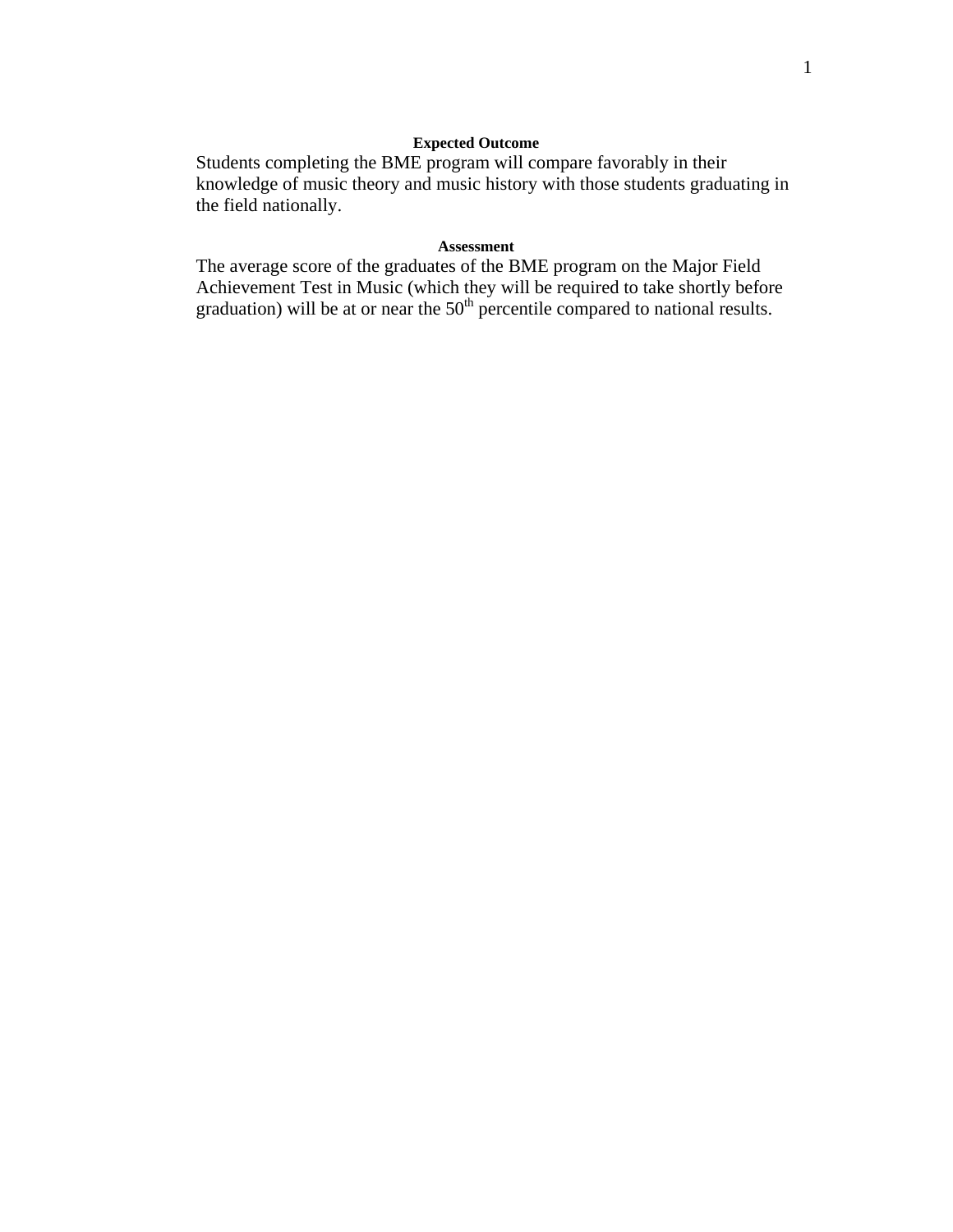**Expected Outcome**

Students completing the BME program will compare favorably in their knowledge of music theory and music history with those students graduating in the field nationally.

**Assessment**

The average score of the graduates of the BME program on the Major Field Achievement Test in Music (which they will be required to take shortly before graduation) will be at or near the 50th percentile compared to national results.